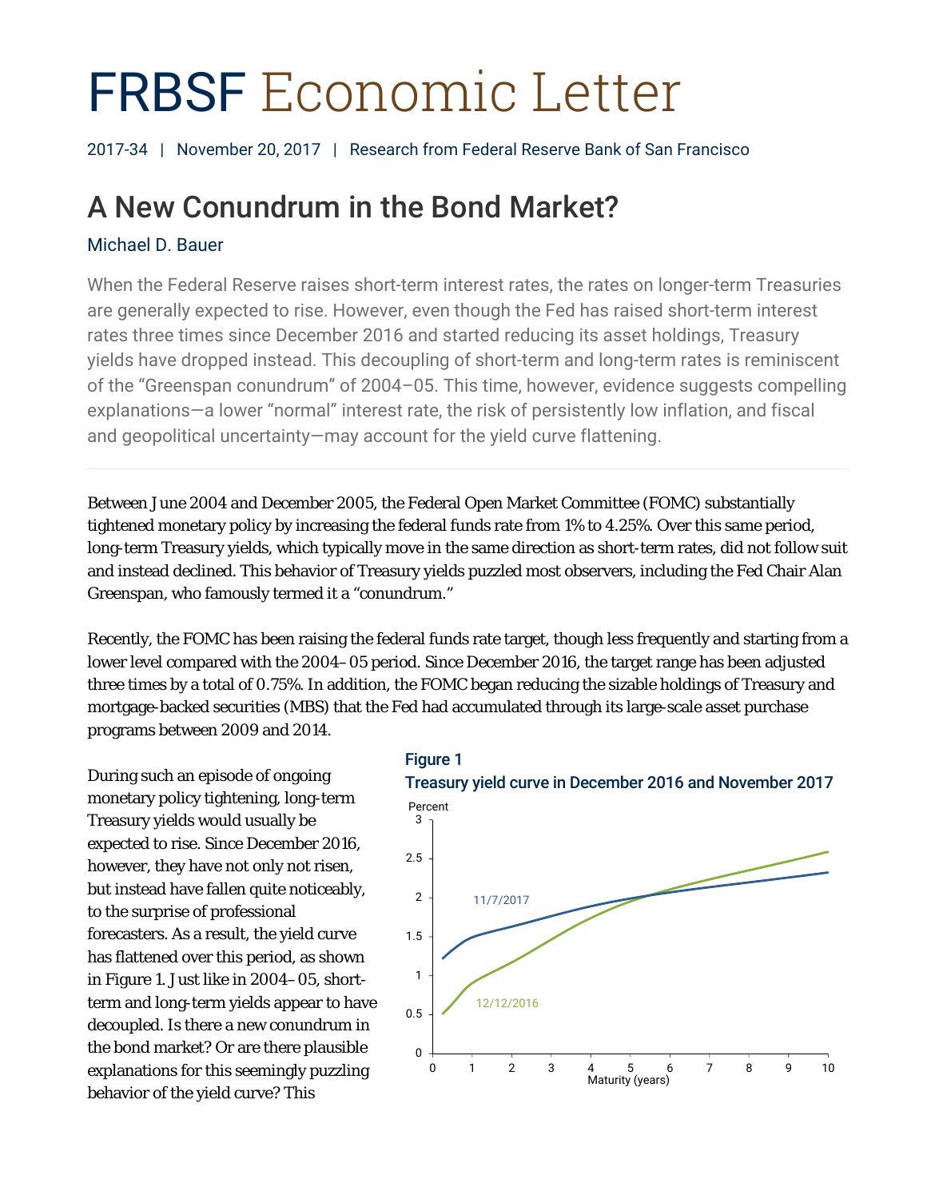# FRBSF Economic Letter

2017-34 | November 20, 2017 | Research from Federal Reserve Bank of San Francisco

## A New Conundrum in the Bond Market?

Michael D. Bauer

When the Federal Reserve raises short-term interest rates, the rates on longer-term Treasuries are generally expected to rise. However, even though the Fed has raised short-term interest rates three times since December 2016 and started reducing its asset holdings, Treasury yields have dropped instead. This decoupling of short-term and long-term rates is reminiscent of the "Greenspan conundrum" of 2004–05. This time, however, evidence suggests compelling explanations—a lower "normal" interest rate, the risk of persistently low inflation, and fiscal and geopolitical uncertainty—may account for the yield curve flattening.

Between June 2004 and December 2005, the Federal Open Market Committee (FOMC) substantially tightened monetary policy by increasing the federal funds rate from 1% to 4.25%. Over this same period, long-term Treasury yields, which typically move in the same direction as short-term rates, did not follow suit and instead declined. This behavior of Treasury yields puzzled most observers, including the Fed Chair Alan Greenspan, who famously termed it a "conundrum."

Recently, the FOMC has been raising the federal funds rate target, though less frequently and starting from a lower level compared with the 2004–05 period. Since December 2016, the target range has been adjusted three times by a total of 0.75%. In addition, the FOMC began reducing the sizable holdings of Treasury and mortgage-backed securities (MBS) that the Fed had accumulated through its large-scale asset purchase programs between 2009 and 2014.

During such an episode of ongoing monetary policy tightening, long-term Treasury yields would usually be expected to rise. Since December 2016, however, they have not only not risen, but instead have fallen quite noticeably, to the surprise of professional forecasters. As a result, the yield curve has flattened over this period, as shown in Figure 1. Just like in 2004–05, short-term and long-term yields appear to have decoupled. Is there a new conundrum in the bond market? Or are there plausible explanations for this seemingly puzzling behavior of the yield curve? This

**Figure 1**

**Treasury yield curve in December 2016 and November 2017**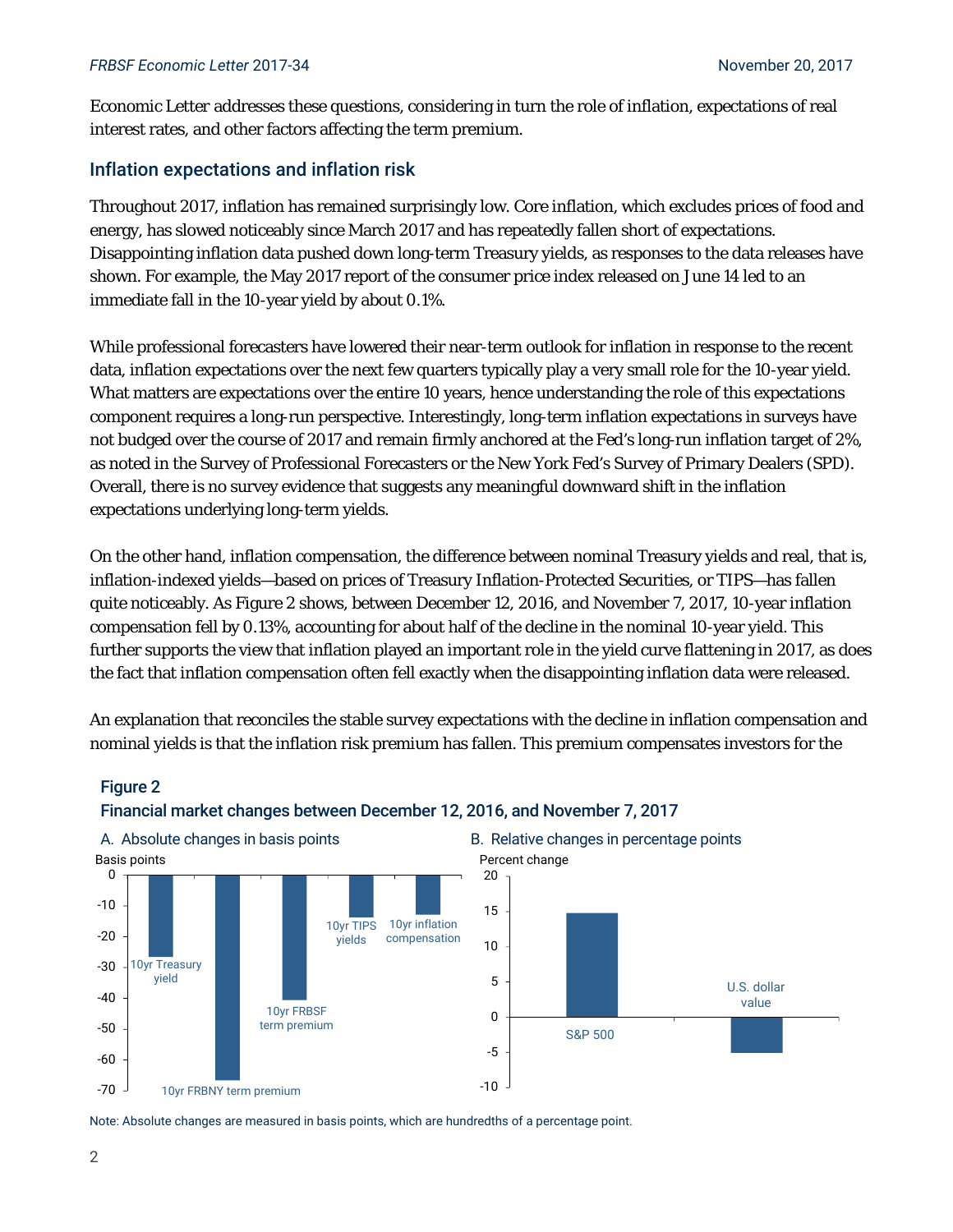Economic Letter addresses these questions, considering in turn the role of inflation, expectations of real interest rates, and other factors affecting the term premium.

## Inflation expectations and inflation risk

Throughout 2017, inflation has remained surprisingly low. Core inflation, which excludes prices of food and energy, has slowed noticeably since March 2017 and has repeatedly fallen short of expectations. Disappointing inflation data pushed down long-term Treasury yields, as responses to the data releases have shown. For example, the May 2017 report of the consumer price index released on June 14 led to an immediate fall in the 10-year yield by about 0.1%.

While professional forecasters have lowered their near-term outlook for inflation in response to the recent data, inflation expectations over the next few quarters typically play a very small role for the 10-year yield. What matters are expectations over the entire 10 years, hence understanding the role of this expectations component requires a long-run perspective. Interestingly, long-term inflation expectations in surveys have not budged over the course of 2017 and remain firmly anchored at the Fed's long-run inflation target of 2%, as noted in the Survey of Professional Forecasters or the New York Fed's Survey of Primary Dealers (SPD). Overall, there is no survey evidence that suggests any meaningful downward shift in the inflation expectations underlying long-term yields.

On the other hand, inflation compensation, the difference between nominal Treasury yields and real, that is, inflation-indexed yields—based on prices of Treasury Inflation-Protected Securities, or TIPS—has fallen quite noticeably. As Figure 2 shows, between December 12, 2016, and November 7, 2017, 10-year inflation compensation fell by 0.13%, accounting for about half of the decline in the nominal 10-year yield. This further supports the view that inflation played an important role in the yield curve flattening in 2017, as does the fact that inflation compensation often fell exactly when the disappointing inflation data were released.

An explanation that reconciles the stable survey expectations with the decline in inflation compensation and nominal yields is that the inflation risk premium has fallen. This premium compensates investors for the

**Figure 2**

**Financial market changes between December 12, 2016, and November 7, 2017**

A. Absolute changes in basis points

| Series | Basis points (approx.) |
|---|---|
| 10yr Treasury yield | -26 |
| 10yr FRBNY term premium | -67 |
| 10yr FRBSF term premium | -40 |
| 10yr TIPS yields | -13 |
| 10yr inflation compensation | -13 |

B. Relative changes in percentage points

| Series | Percent change (approx.) |
|---|---|
| S&P 500 | 15 |
| U.S. dollar value | -5 |

Note: Absolute changes are measured in basis points, which are hundredths of a percentage point.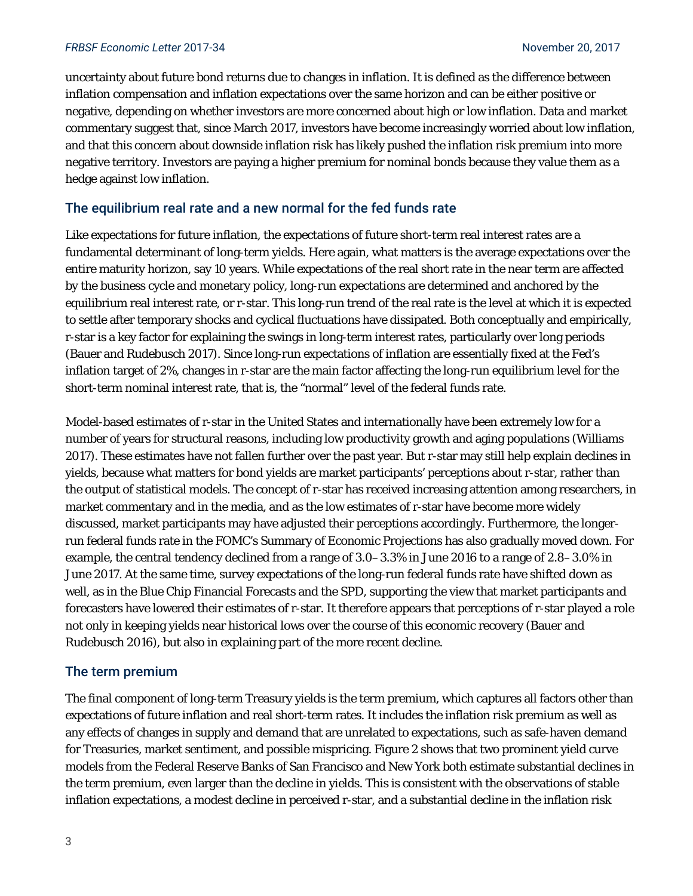uncertainty about future bond returns due to changes in inflation. It is defined as the difference between inflation compensation and inflation expectations over the same horizon and can be either positive or negative, depending on whether investors are more concerned about high or low inflation. Data and market commentary suggest that, since March 2017, investors have become increasingly worried about low inflation, and that this concern about downside inflation risk has likely pushed the inflation risk premium into more negative territory. Investors are paying a higher premium for nominal bonds because they value them as a hedge against low inflation.

## The equilibrium real rate and a new normal for the fed funds rate

Like expectations for future inflation, the expectations of future short-term real interest rates are a fundamental determinant of long-term yields. Here again, what matters is the average expectations over the entire maturity horizon, say 10 years. While expectations of the real short rate in the near term are affected by the business cycle and monetary policy, long-run expectations are determined and anchored by the equilibrium real interest rate, or r-star. This long-run trend of the real rate is the level at which it is expected to settle after temporary shocks and cyclical fluctuations have dissipated. Both conceptually and empirically, r-star is a key factor for explaining the swings in long-term interest rates, particularly over long periods (Bauer and Rudebusch 2017). Since long-run expectations of inflation are essentially fixed at the Fed's inflation target of 2%, changes in r-star are the main factor affecting the long-run equilibrium level for the short-term nominal interest rate, that is, the "normal" level of the federal funds rate.

Model-based estimates of r-star in the United States and internationally have been extremely low for a number of years for structural reasons, including low productivity growth and aging populations (Williams 2017). These estimates have not fallen further over the past year. But r-star may still help explain declines in yields, because what matters for bond yields are market participants' perceptions about r-star, rather than the output of statistical models. The concept of r-star has received increasing attention among researchers, in market commentary and in the media, and as the low estimates of r-star have become more widely discussed, market participants may have adjusted their perceptions accordingly. Furthermore, the longer-run federal funds rate in the FOMC's Summary of Economic Projections has also gradually moved down. For example, the central tendency declined from a range of 3.0–3.3% in June 2016 to a range of 2.8–3.0% in June 2017. At the same time, survey expectations of the long-run federal funds rate have shifted down as well, as in the Blue Chip Financial Forecasts and the SPD, supporting the view that market participants and forecasters have lowered their estimates of r-star. It therefore appears that perceptions of r-star played a role not only in keeping yields near historical lows over the course of this economic recovery (Bauer and Rudebusch 2016), but also in explaining part of the more recent decline.

## The term premium

The final component of long-term Treasury yields is the term premium, which captures all factors other than expectations of future inflation and real short-term rates. It includes the inflation risk premium as well as any effects of changes in supply and demand that are unrelated to expectations, such as safe-haven demand for Treasuries, market sentiment, and possible mispricing. Figure 2 shows that two prominent yield curve models from the Federal Reserve Banks of San Francisco and New York both estimate substantial declines in the term premium, even larger than the decline in yields. This is consistent with the observations of stable inflation expectations, a modest decline in perceived r-star, and a substantial decline in the inflation risk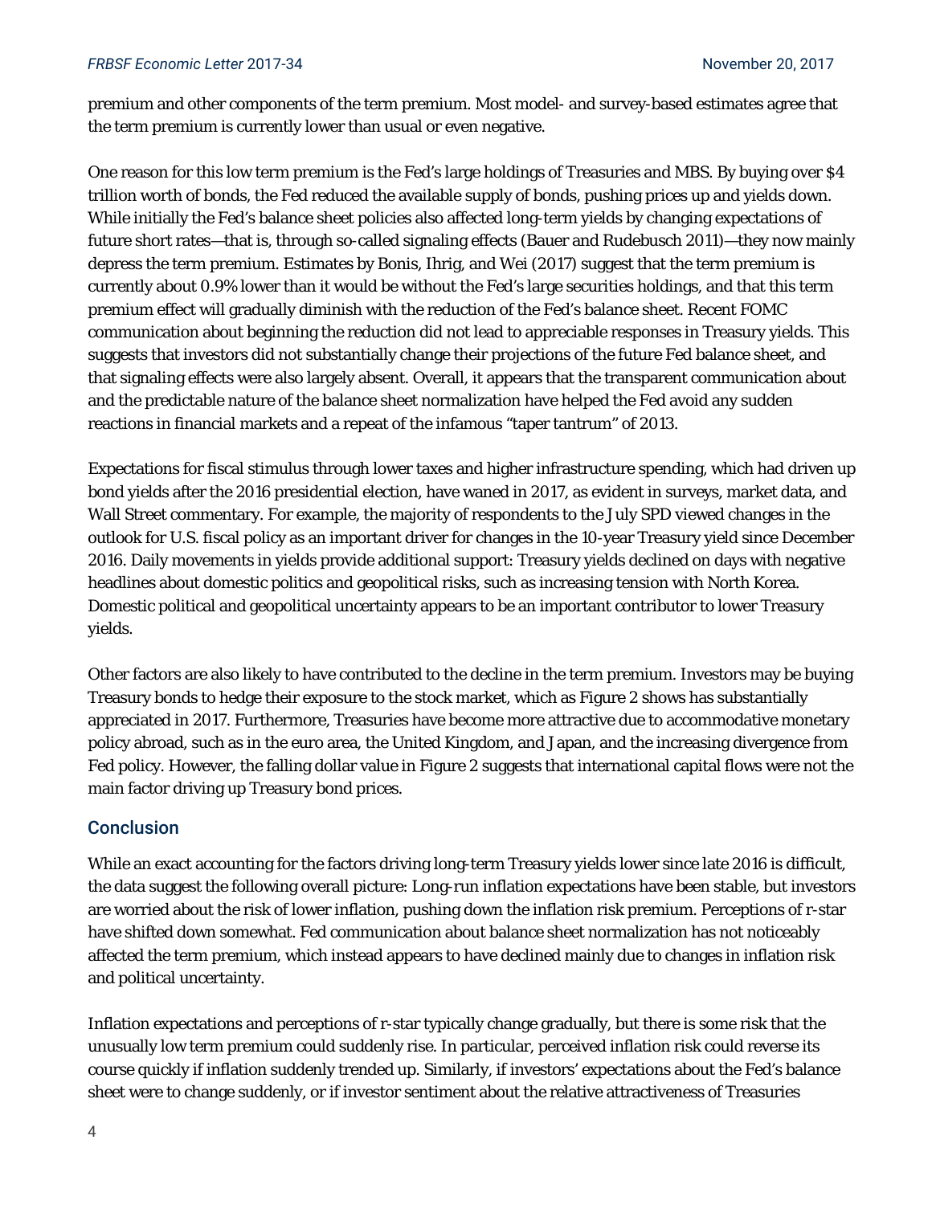premium and other components of the term premium. Most model- and survey-based estimates agree that the term premium is currently lower than usual or even negative.

One reason for this low term premium is the Fed's large holdings of Treasuries and MBS. By buying over $4 trillion worth of bonds, the Fed reduced the available supply of bonds, pushing prices up and yields down. While initially the Fed's balance sheet policies also affected long-term yields by changing expectations of future short rates—that is, through so-called signaling effects (Bauer and Rudebusch 2011)—they now mainly depress the term premium. Estimates by Bonis, Ihrig, and Wei (2017) suggest that the term premium is currently about 0.9% lower than it would be without the Fed's large securities holdings, and that this term premium effect will gradually diminish with the reduction of the Fed's balance sheet. Recent FOMC communication about beginning the reduction did not lead to appreciable responses in Treasury yields. This suggests that investors did not substantially change their projections of the future Fed balance sheet, and that signaling effects were also largely absent. Overall, it appears that the transparent communication about and the predictable nature of the balance sheet normalization have helped the Fed avoid any sudden reactions in financial markets and a repeat of the infamous "taper tantrum" of 2013.

Expectations for fiscal stimulus through lower taxes and higher infrastructure spending, which had driven up bond yields after the 2016 presidential election, have waned in 2017, as evident in surveys, market data, and Wall Street commentary. For example, the majority of respondents to the July SPD viewed changes in the outlook for U.S. fiscal policy as an important driver for changes in the 10-year Treasury yield since December 2016. Daily movements in yields provide additional support: Treasury yields declined on days with negative headlines about domestic politics and geopolitical risks, such as increasing tension with North Korea. Domestic political and geopolitical uncertainty appears to be an important contributor to lower Treasury yields.

Other factors are also likely to have contributed to the decline in the term premium. Investors may be buying Treasury bonds to hedge their exposure to the stock market, which as Figure 2 shows has substantially appreciated in 2017. Furthermore, Treasuries have become more attractive due to accommodative monetary policy abroad, such as in the euro area, the United Kingdom, and Japan, and the increasing divergence from Fed policy. However, the falling dollar value in Figure 2 suggests that international capital flows were not the main factor driving up Treasury bond prices.

## Conclusion

While an exact accounting for the factors driving long-term Treasury yields lower since late 2016 is difficult, the data suggest the following overall picture: Long-run inflation expectations have been stable, but investors are worried about the risk of lower inflation, pushing down the inflation risk premium. Perceptions of r-star have shifted down somewhat. Fed communication about balance sheet normalization has not noticeably affected the term premium, which instead appears to have declined mainly due to changes in inflation risk and political uncertainty.

Inflation expectations and perceptions of r-star typically change gradually, but there is some risk that the unusually low term premium could suddenly rise. In particular, perceived inflation risk could reverse its course quickly if inflation suddenly trended up. Similarly, if investors' expectations about the Fed's balance sheet were to change suddenly, or if investor sentiment about the relative attractiveness of Treasuries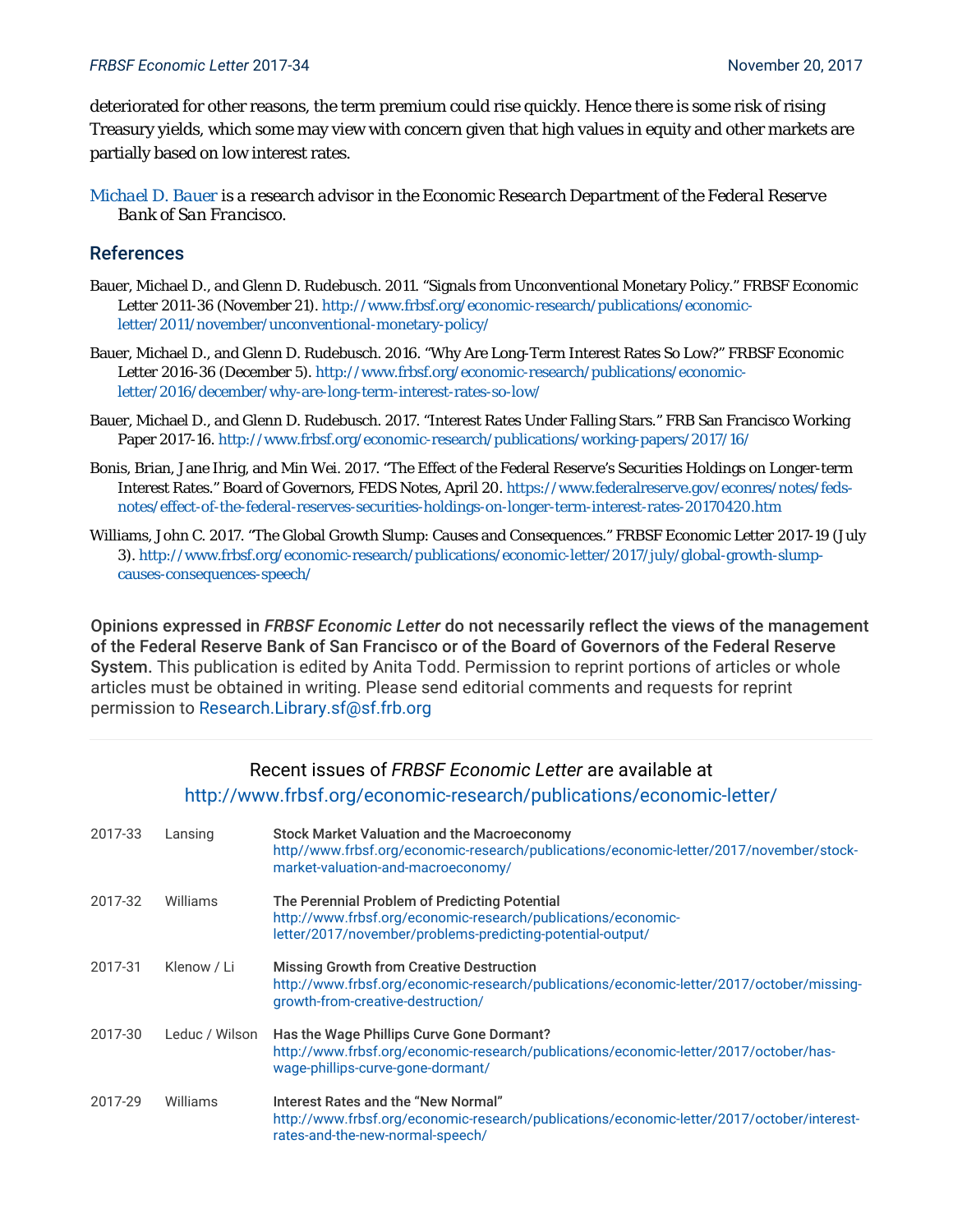deteriorated for other reasons, the term premium could rise quickly. Hence there is some risk of rising Treasury yields, which some may view with concern given that high values in equity and other markets are partially based on low interest rates.

Michael D. Bauer *is a research advisor in the Economic Research Department of the Federal Reserve Bank of San Francisco.*

## References

Bauer, Michael D., and Glenn D. Rudebusch. 2011. "Signals from Unconventional Monetary Policy." FRBSF Economic Letter 2011-36 (November 21). http://www.frbsf.org/economic-research/publications/economic-letter/2011/november/unconventional-monetary-policy/

Bauer, Michael D., and Glenn D. Rudebusch. 2016. "Why Are Long-Term Interest Rates So Low?" FRBSF Economic Letter 2016-36 (December 5). http://www.frbsf.org/economic-research/publications/economic-letter/2016/december/why-are-long-term-interest-rates-so-low/

Bauer, Michael D., and Glenn D. Rudebusch. 2017. "Interest Rates Under Falling Stars." FRB San Francisco Working Paper 2017-16. http://www.frbsf.org/economic-research/publications/working-papers/2017/16/

Bonis, Brian, Jane Ihrig, and Min Wei. 2017. "The Effect of the Federal Reserve's Securities Holdings on Longer-term Interest Rates." Board of Governors, FEDS Notes, April 20. https://www.federalreserve.gov/econres/notes/feds-notes/effect-of-the-federal-reserves-securities-holdings-on-longer-term-interest-rates-20170420.htm

Williams, John C. 2017. "The Global Growth Slump: Causes and Consequences." FRBSF Economic Letter 2017-19 (July 3). http://www.frbsf.org/economic-research/publications/economic-letter/2017/july/global-growth-slump-causes-consequences-speech/

**Opinions expressed in *FRBSF Economic Letter* do not necessarily reflect the views of the management of the Federal Reserve Bank of San Francisco or of the Board of Governors of the Federal Reserve System.** This publication is edited by Anita Todd. Permission to reprint portions of articles or whole articles must be obtained in writing. Please send editorial comments and requests for reprint permission to Research.Library.sf@sf.frb.org

Recent issues of *FRBSF Economic Letter* are available at
http://www.frbsf.org/economic-research/publications/economic-letter/

| | | |
|---|---|---|
| 2017-33 | Lansing | **Stock Market Valuation and the Macroeconomy** http//www.frbsf.org/economic-research/publications/economic-letter/2017/november/stock-market-valuation-and-macroeconomy/ |
| 2017-32 | Williams | **The Perennial Problem of Predicting Potential** http://www.frbsf.org/economic-research/publications/economic-letter/2017/november/problems-predicting-potential-output/ |
| 2017-31 | Klenow / Li | **Missing Growth from Creative Destruction** http://www.frbsf.org/economic-research/publications/economic-letter/2017/october/missing-growth-from-creative-destruction/ |
| 2017-30 | Leduc / Wilson | **Has the Wage Phillips Curve Gone Dormant?** http://www.frbsf.org/economic-research/publications/economic-letter/2017/october/has-wage-phillips-curve-gone-dormant/ |
| 2017-29 | Williams | **Interest Rates and the "New Normal"** http://www.frbsf.org/economic-research/publications/economic-letter/2017/october/interest-rates-and-the-new-normal-speech/ |